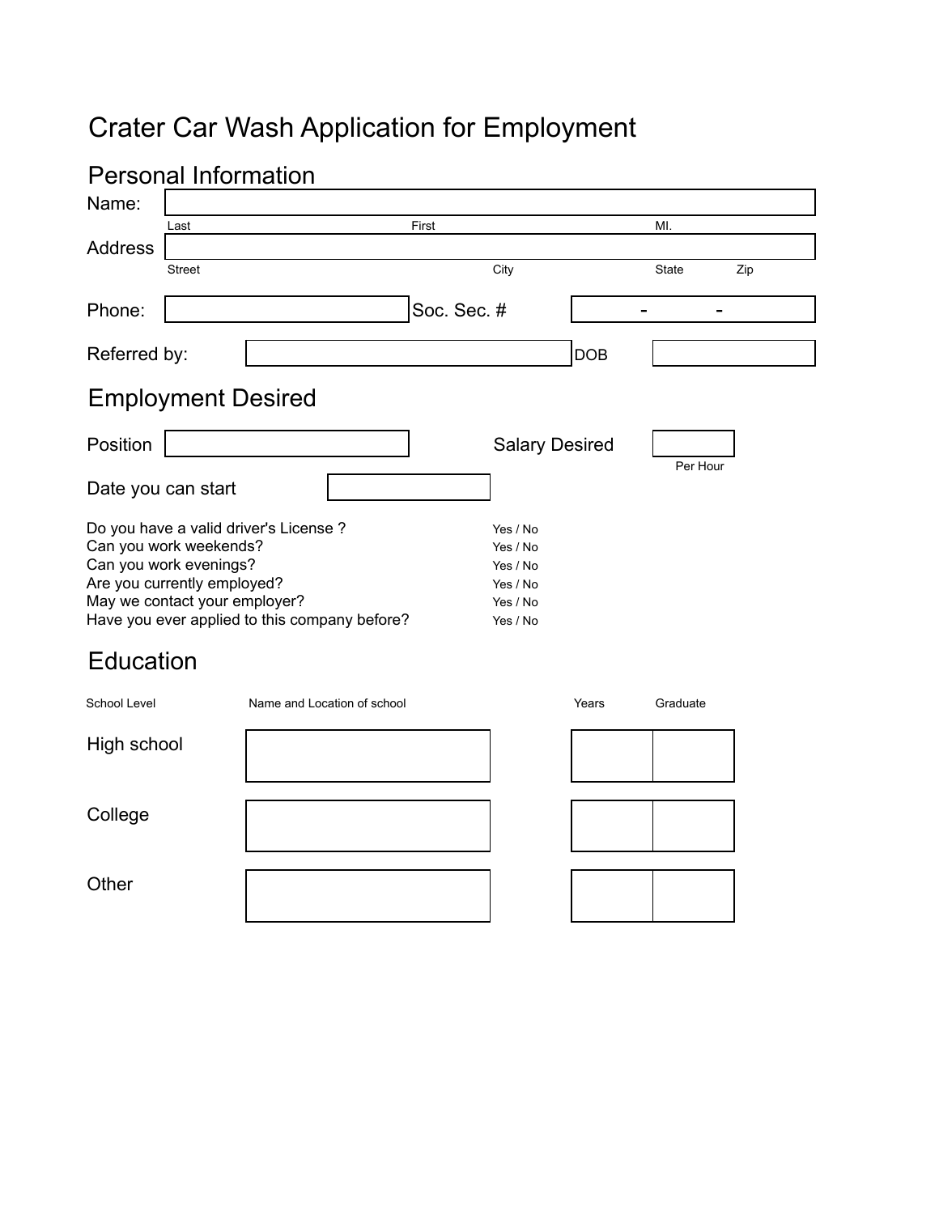# Crater Car Wash Application for Employment

## Personal Information

Name:

Last First MI.

Address

Street City State Zip

Phone: Soc. Sec. # - -

Referred by: DOB

## Employment Desired

Position Salary Desired

Per Hour

Date you can start

| | |
|---|---|
| Do you have a valid driver's License ? | Yes / No |
| Can you work weekends? | Yes / No |
| Can you work evenings? | Yes / No |
| Are you currently employed? | Yes / No |
| May we contact your employer? | Yes / No |
| Have you ever applied to this company before? | Yes / No |

## Education

| School Level | Name and Location of school | Years | Graduate |
|---|---|---|---|
| High school | | | |
| College | | | |
| Other | | | |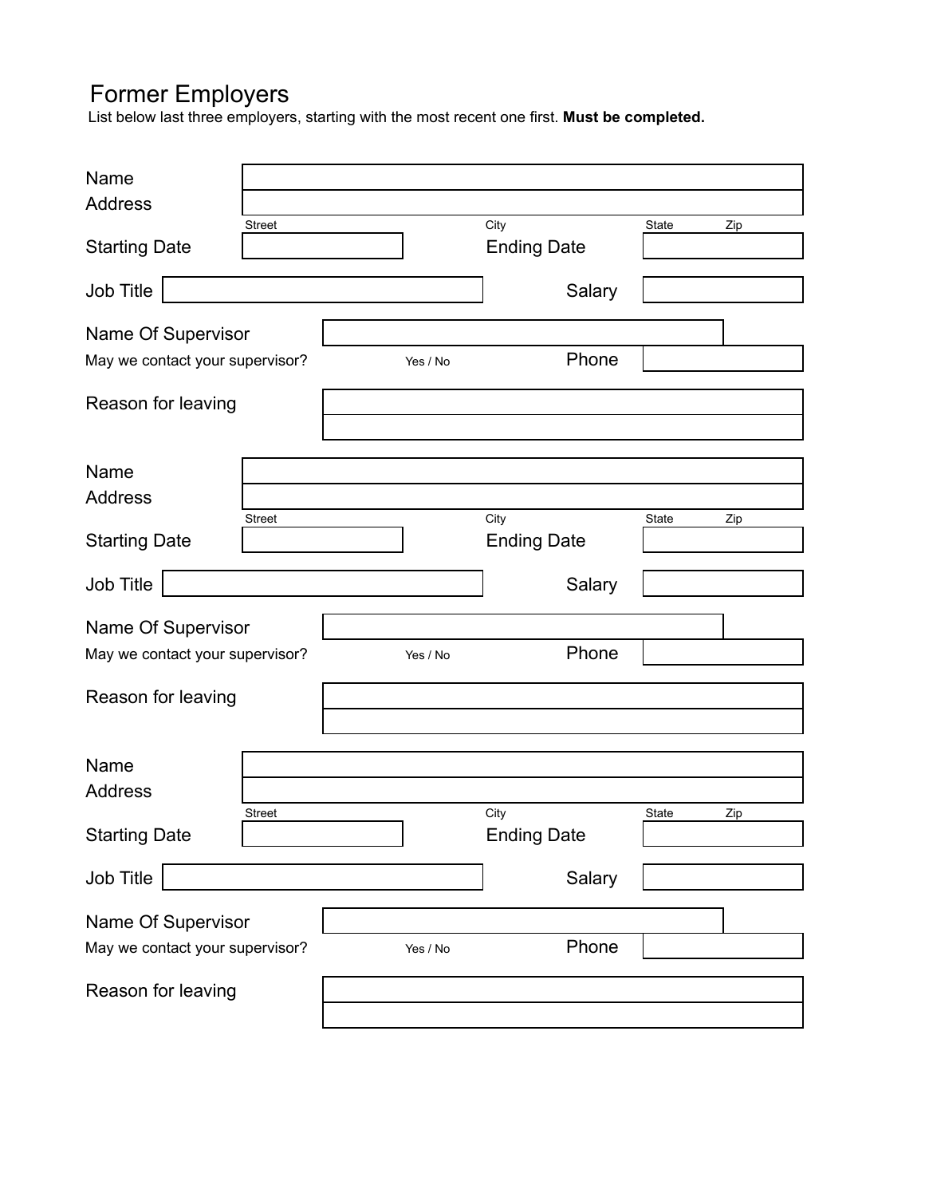# Former Employers

List below last three employers, starting with the most recent one first. **Must be completed.**

Name
Address
Street City State Zip
Starting Date Ending Date
Job Title Salary
Name Of Supervisor
May we contact your supervisor? Yes / No Phone
Reason for leaving

Name
Address
Street City State Zip
Starting Date Ending Date
Job Title Salary
Name Of Supervisor
May we contact your supervisor? Yes / No Phone
Reason for leaving

Name
Address
Street City State Zip
Starting Date Ending Date
Job Title Salary
Name Of Supervisor
May we contact your supervisor? Yes / No Phone
Reason for leaving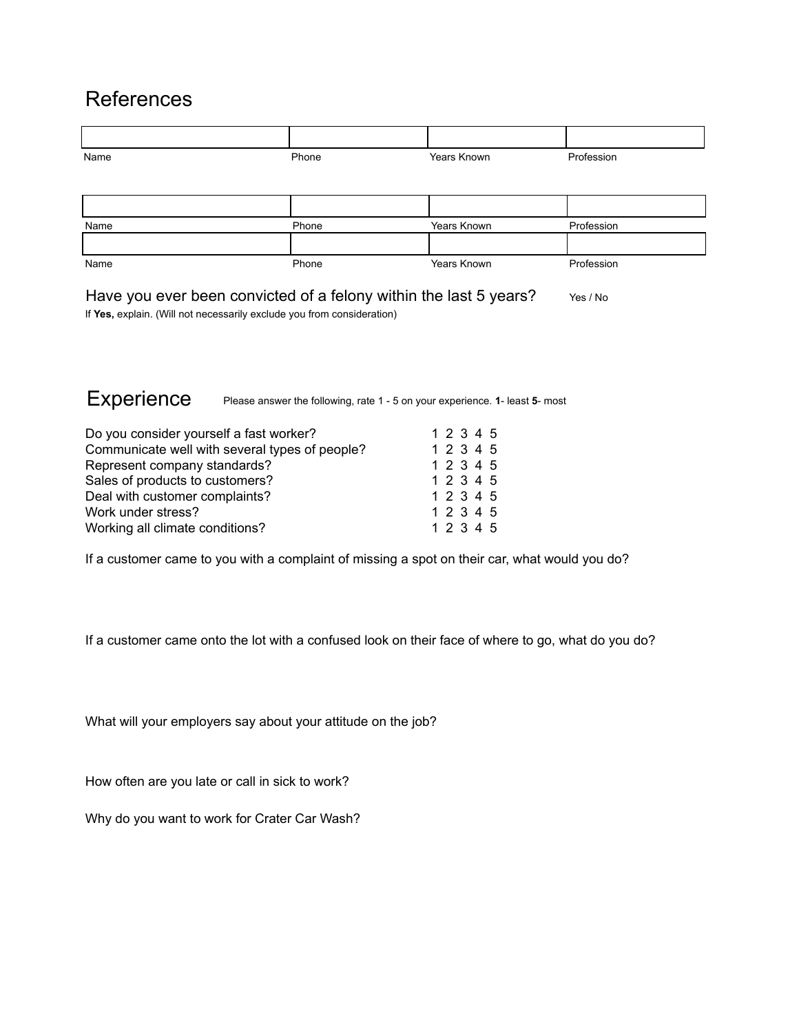## References

| Name | Phone | Years Known | Profession |
|---|---|---|---|
| | | | |
| | | | |
| | | | |

Have you ever been convicted of a felony within the last 5 years? Yes / No

If **Yes,** explain. (Will not necessarily exclude you from consideration)

## Experience

Please answer the following, rate 1 - 5 on your experience. **1**- least **5**- most

| | |
|---|---|
| Do you consider yourself a fast worker? | 1 2 3 4 5 |
| Communicate well with several types of people? | 1 2 3 4 5 |
| Represent company standards? | 1 2 3 4 5 |
| Sales of products to customers? | 1 2 3 4 5 |
| Deal with customer complaints? | 1 2 3 4 5 |
| Work under stress? | 1 2 3 4 5 |
| Working all climate conditions? | 1 2 3 4 5 |

If a customer came to you with a complaint of missing a spot on their car, what would you do?

If a customer came onto the lot with a confused look on their face of where to go, what do you do?

What will your employers say about your attitude on the job?

How often are you late or call in sick to work?

Why do you want to work for Crater Car Wash?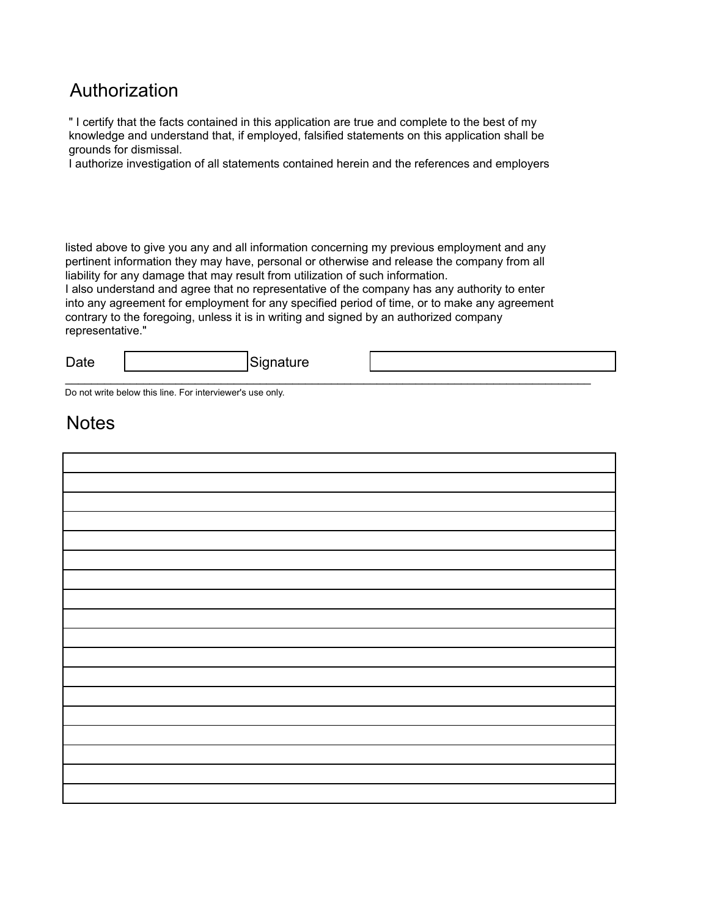## Authorization

" I certify that the facts contained in this application are true and complete to the best of my knowledge and understand that, if employed, falsified statements on this application shall be grounds for dismissal.
I authorize investigation of all statements contained herein and the references and employers listed above to give you any and all information concerning my previous employment and any pertinent information they may have, personal or otherwise and release the company from all liability for any damage that may result from utilization of such information.
I also understand and agree that no representative of the company has any authority to enter into any agreement for employment for any specified period of time, or to make any agreement contrary to the foregoing, unless it is in writing and signed by an authorized company representative."

| Date | | Signature | |
|---|---|---|---|

Do not write below this line. For interviewer's use only.

## Notes

| |
|---|
| |
| |
| |
| |
| |
| |
| |
| |
| |
| |
| |
| |
| |
| |
| |
| |
| |